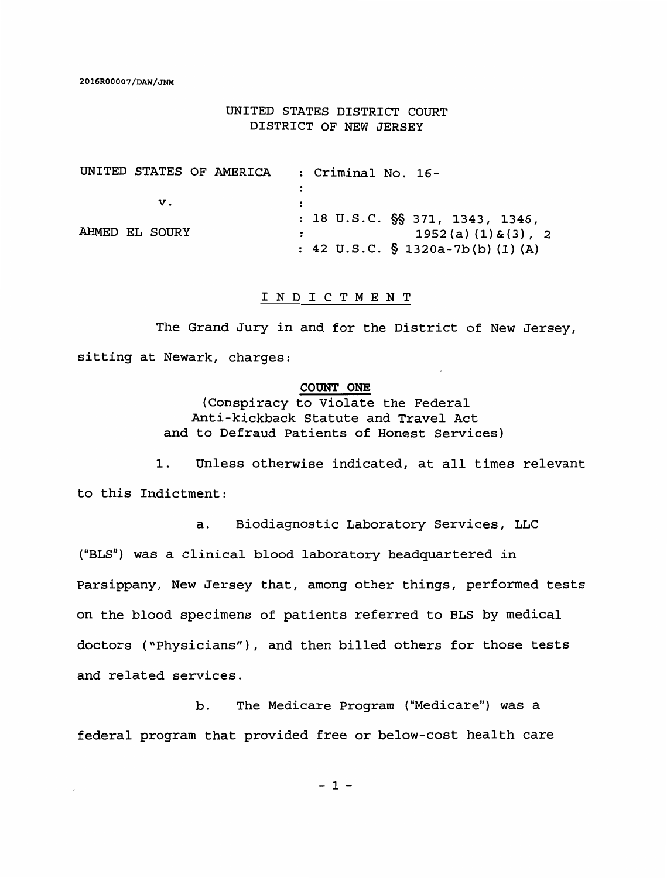2016R00007/DAW/JNM

UNITED STATES DISTRICT COURT
DISTRICT OF NEW JERSEY

| | |
|---|---|
| UNITED STATES OF AMERICA | : Criminal No. 16- |
| | : |
| v. | : |
| | : 18 U.S.C. §§ 371, 1343, 1346, |
| AHMED EL SOURY | : 1952(a)(1)&(3), 2 |
| | : 42 U.S.C. § 1320a-7b(b)(1)(A) |

# INDICTMENT

The Grand Jury in and for the District of New Jersey, sitting at Newark, charges:

## COUNT ONE

(Conspiracy to Violate the Federal Anti-kickback Statute and Travel Act and to Defraud Patients of Honest Services)

1. Unless otherwise indicated, at all times relevant to this Indictment:

a. Biodiagnostic Laboratory Services, LLC ("BLS") was a clinical blood laboratory headquartered in Parsippany, New Jersey that, among other things, performed tests on the blood specimens of patients referred to BLS by medical doctors ("Physicians"), and then billed others for those tests and related services.

b. The Medicare Program ("Medicare") was a federal program that provided free or below-cost health care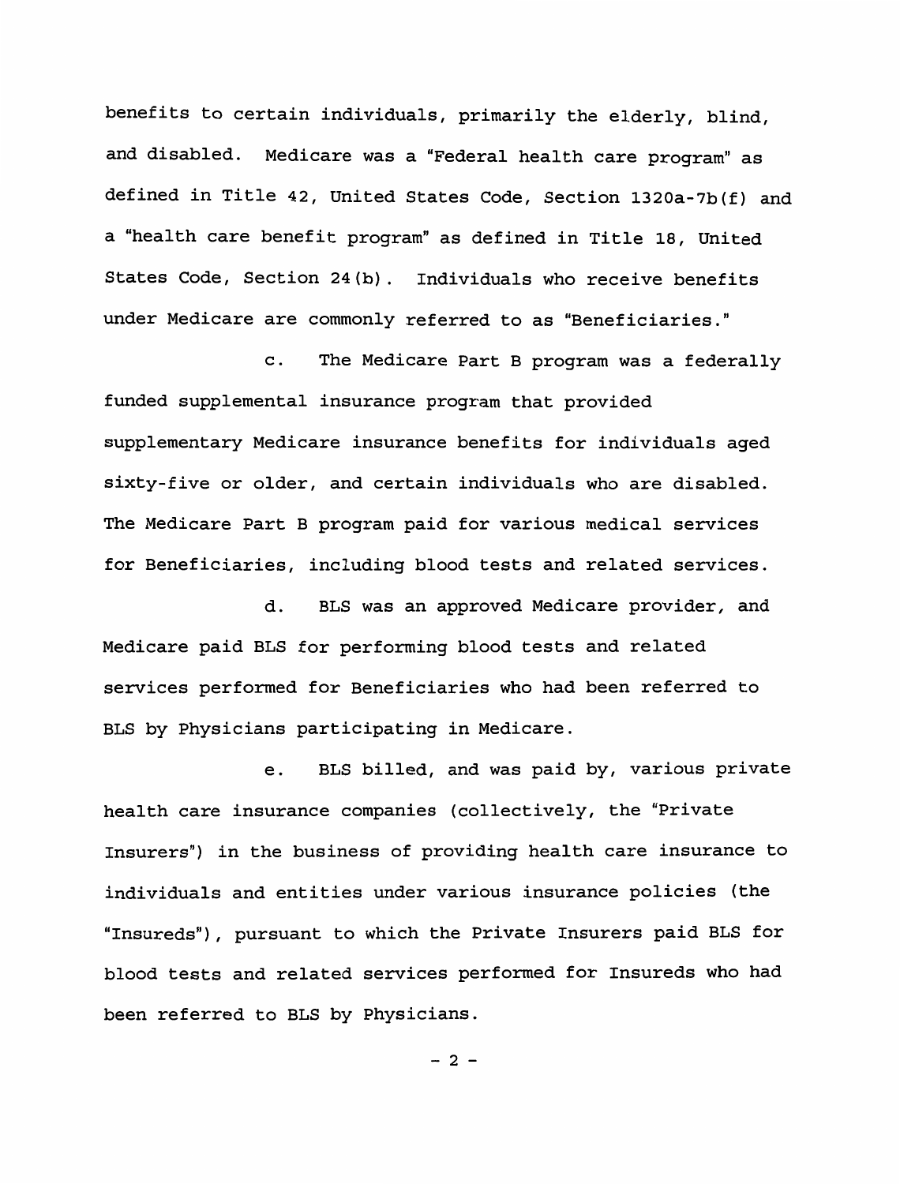benefits to certain individuals, primarily the elderly, blind, and disabled. Medicare was a "Federal health care program" as defined in Title 42, United States Code, Section 1320a-7b(f) and a "health care benefit program" as defined in Title 18, United States Code, Section 24(b). Individuals who receive benefits under Medicare are commonly referred to as "Beneficiaries."

c. The Medicare Part B program was a federally funded supplemental insurance program that provided supplementary Medicare insurance benefits for individuals aged sixty-five or older, and certain individuals who are disabled. The Medicare Part B program paid for various medical services for Beneficiaries, including blood tests and related services.

d. BLS was an approved Medicare provider, and Medicare paid BLS for performing blood tests and related services performed for Beneficiaries who had been referred to BLS by Physicians participating in Medicare.

e. BLS billed, and was paid by, various private health care insurance companies (collectively, the "Private Insurers") in the business of providing health care insurance to individuals and entities under various insurance policies (the "Insureds"), pursuant to which the Private Insurers paid BLS for blood tests and related services performed for Insureds who had been referred to BLS by Physicians.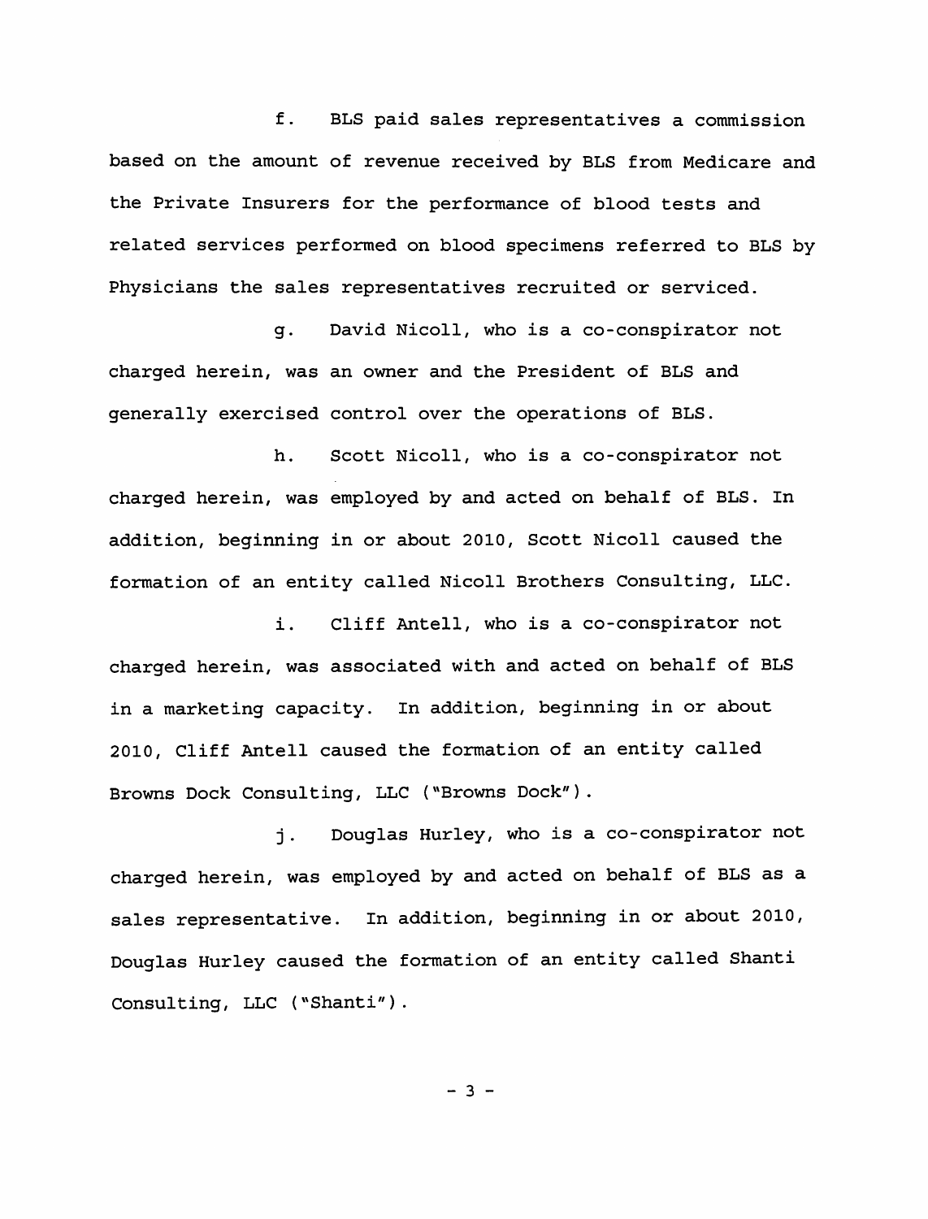f. BLS paid sales representatives a commission based on the amount of revenue received by BLS from Medicare and the Private Insurers for the performance of blood tests and related services performed on blood specimens referred to BLS by Physicians the sales representatives recruited or serviced.

g. David Nicoll, who is a co-conspirator not charged herein, was an owner and the President of BLS and generally exercised control over the operations of BLS.

h. Scott Nicoll, who is a co-conspirator not charged herein, was employed by and acted on behalf of BLS. In addition, beginning in or about 2010, Scott Nicoll caused the formation of an entity called Nicoll Brothers Consulting, LLC.

i. Cliff Antell, who is a co-conspirator not charged herein, was associated with and acted on behalf of BLS in a marketing capacity. In addition, beginning in or about 2010, Cliff Antell caused the formation of an entity called Browns Dock Consulting, LLC ("Browns Dock").

j. Douglas Hurley, who is a co-conspirator not charged herein, was employed by and acted on behalf of BLS as a sales representative. In addition, beginning in or about 2010, Douglas Hurley caused the formation of an entity called Shanti Consulting, LLC ("Shanti").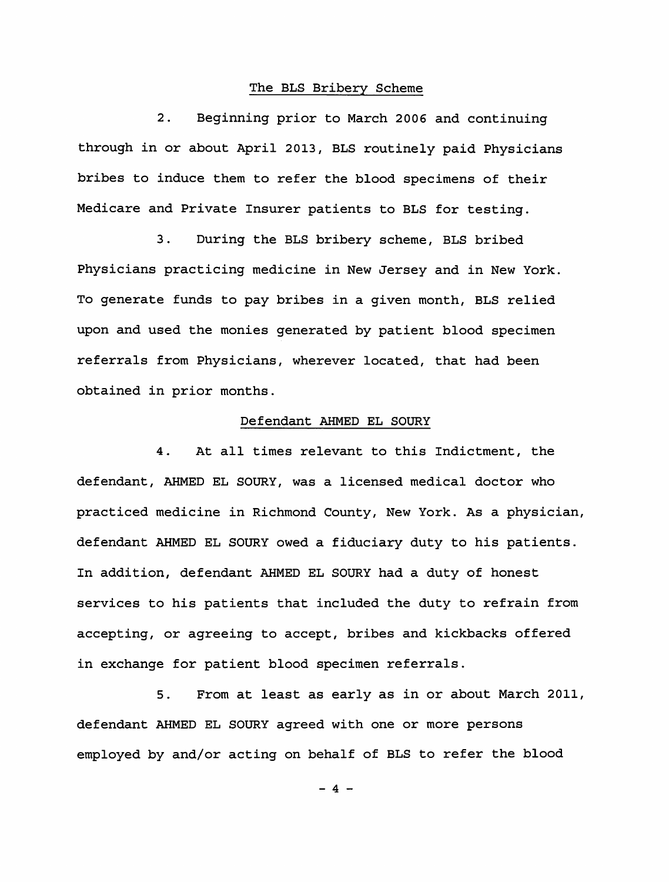## The BLS Bribery Scheme

2. Beginning prior to March 2006 and continuing through in or about April 2013, BLS routinely paid Physicians bribes to induce them to refer the blood specimens of their Medicare and Private Insurer patients to BLS for testing.

3. During the BLS bribery scheme, BLS bribed Physicians practicing medicine in New Jersey and in New York. To generate funds to pay bribes in a given month, BLS relied upon and used the monies generated by patient blood specimen referrals from Physicians, wherever located, that had been obtained in prior months.

## Defendant AHMED EL SOURY

4. At all times relevant to this Indictment, the defendant, AHMED EL SOURY, was a licensed medical doctor who practiced medicine in Richmond County, New York. As a physician, defendant AHMED EL SOURY owed a fiduciary duty to his patients. In addition, defendant AHMED EL SOURY had a duty of honest services to his patients that included the duty to refrain from accepting, or agreeing to accept, bribes and kickbacks offered in exchange for patient blood specimen referrals.

5. From at least as early as in or about March 2011, defendant AHMED EL SOURY agreed with one or more persons employed by and/or acting on behalf of BLS to refer the blood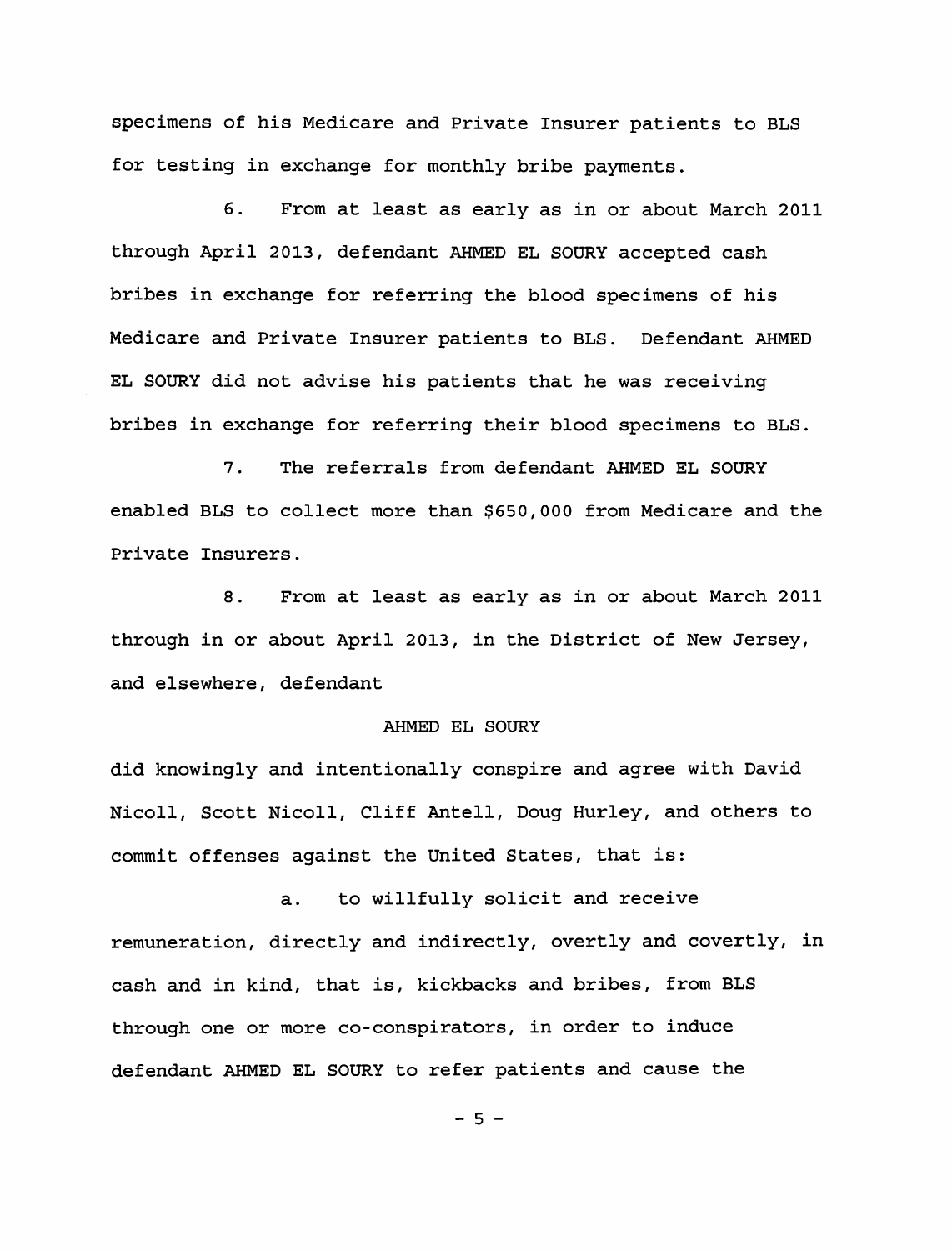specimens of his Medicare and Private Insurer patients to BLS for testing in exchange for monthly bribe payments.

6. From at least as early as in or about March 2011 through April 2013, defendant AHMED EL SOURY accepted cash bribes in exchange for referring the blood specimens of his Medicare and Private Insurer patients to BLS. Defendant AHMED EL SOURY did not advise his patients that he was receiving bribes in exchange for referring their blood specimens to BLS.

7. The referrals from defendant AHMED EL SOURY enabled BLS to collect more than $650,000 from Medicare and the Private Insurers.

8. From at least as early as in or about March 2011 through in or about April 2013, in the District of New Jersey, and elsewhere, defendant

AHMED EL SOURY

did knowingly and intentionally conspire and agree with David Nicoll, Scott Nicoll, Cliff Antell, Doug Hurley, and others to commit offenses against the United States, that is:

a. to willfully solicit and receive remuneration, directly and indirectly, overtly and covertly, in cash and in kind, that is, kickbacks and bribes, from BLS through one or more co-conspirators, in order to induce defendant AHMED EL SOURY to refer patients and cause the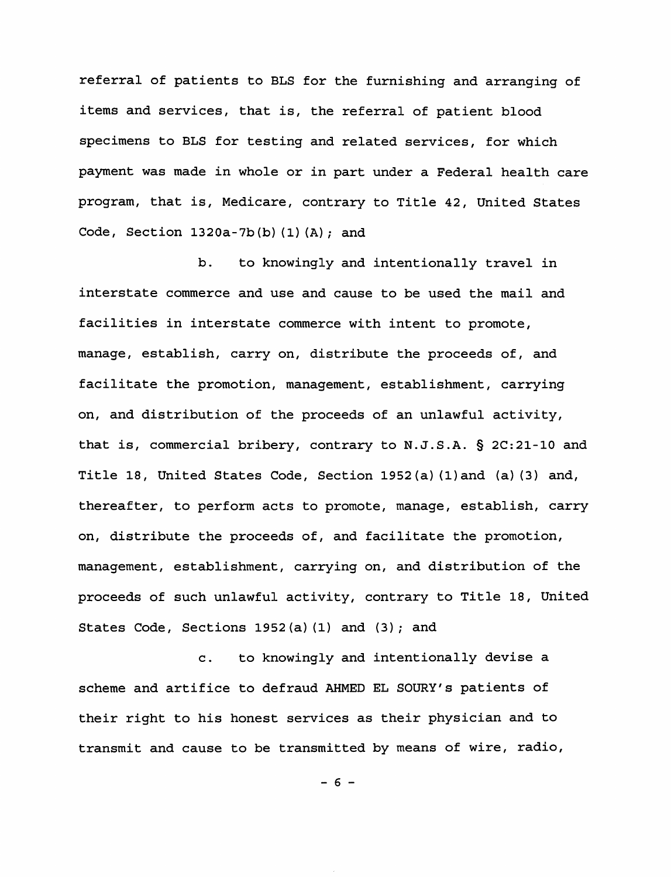referral of patients to BLS for the furnishing and arranging of items and services, that is, the referral of patient blood specimens to BLS for testing and related services, for which payment was made in whole or in part under a Federal health care program, that is, Medicare, contrary to Title 42, United States Code, Section 1320a-7b(b)(1)(A); and

b. to knowingly and intentionally travel in interstate commerce and use and cause to be used the mail and facilities in interstate commerce with intent to promote, manage, establish, carry on, distribute the proceeds of, and facilitate the promotion, management, establishment, carrying on, and distribution of the proceeds of an unlawful activity, that is, commercial bribery, contrary to N.J.S.A. § 2C:21-10 and Title 18, United States Code, Section 1952(a)(1)and (a)(3) and, thereafter, to perform acts to promote, manage, establish, carry on, distribute the proceeds of, and facilitate the promotion, management, establishment, carrying on, and distribution of the proceeds of such unlawful activity, contrary to Title 18, United States Code, Sections 1952(a)(1) and (3); and

c. to knowingly and intentionally devise a scheme and artifice to defraud AHMED EL SOURY's patients of their right to his honest services as their physician and to transmit and cause to be transmitted by means of wire, radio,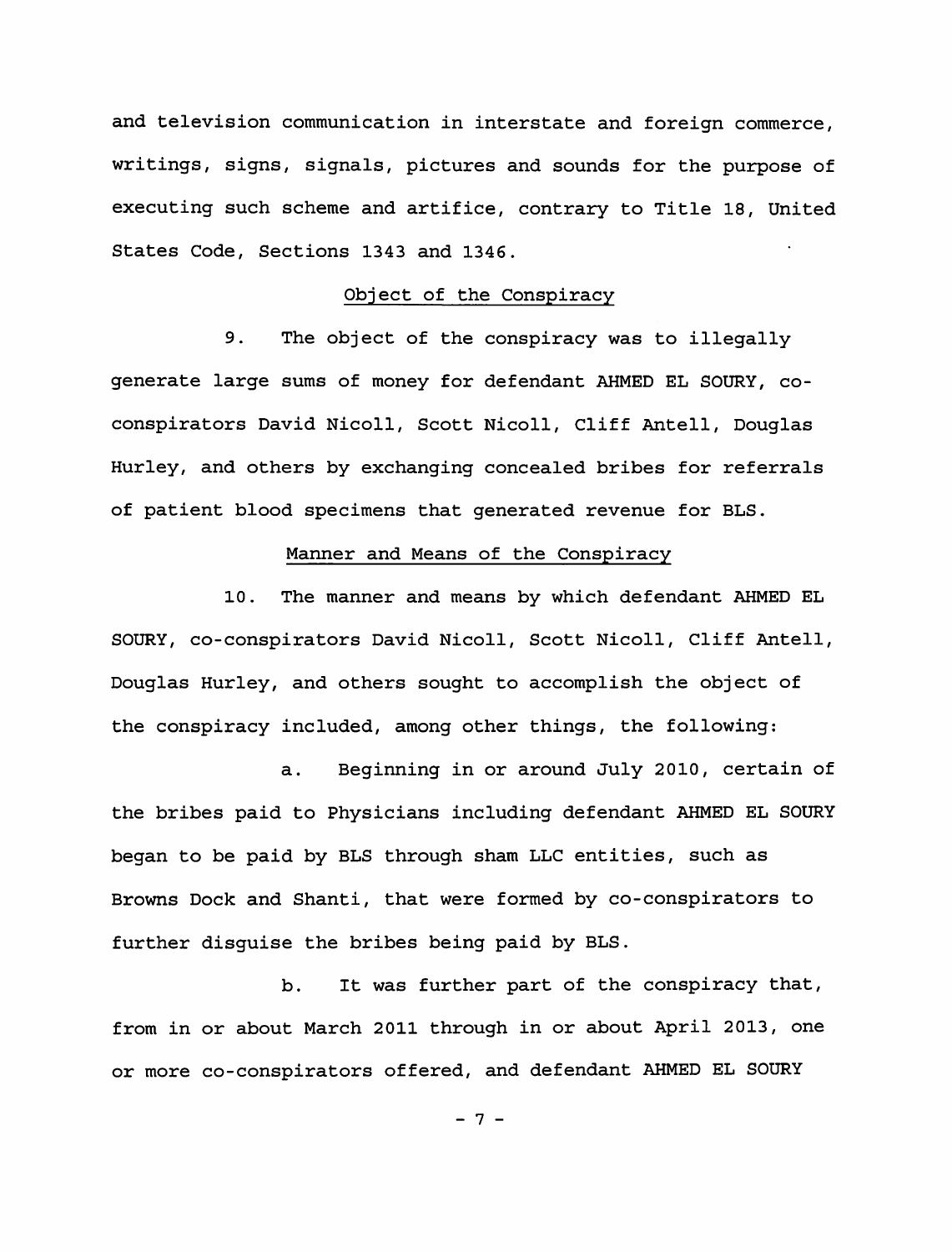and television communication in interstate and foreign commerce, writings, signs, signals, pictures and sounds for the purpose of executing such scheme and artifice, contrary to Title 18, United States Code, Sections 1343 and 1346.

## Object of the Conspiracy

9. The object of the conspiracy was to illegally generate large sums of money for defendant AHMED EL SOURY, co-conspirators David Nicoll, Scott Nicoll, Cliff Antell, Douglas Hurley, and others by exchanging concealed bribes for referrals of patient blood specimens that generated revenue for BLS.

## Manner and Means of the Conspiracy

10. The manner and means by which defendant AHMED EL SOURY, co-conspirators David Nicoll, Scott Nicoll, Cliff Antell, Douglas Hurley, and others sought to accomplish the object of the conspiracy included, among other things, the following:

a. Beginning in or around July 2010, certain of the bribes paid to Physicians including defendant AHMED EL SOURY began to be paid by BLS through sham LLC entities, such as Browns Dock and Shanti, that were formed by co-conspirators to further disguise the bribes being paid by BLS.

b. It was further part of the conspiracy that, from in or about March 2011 through in or about April 2013, one or more co-conspirators offered, and defendant AHMED EL SOURY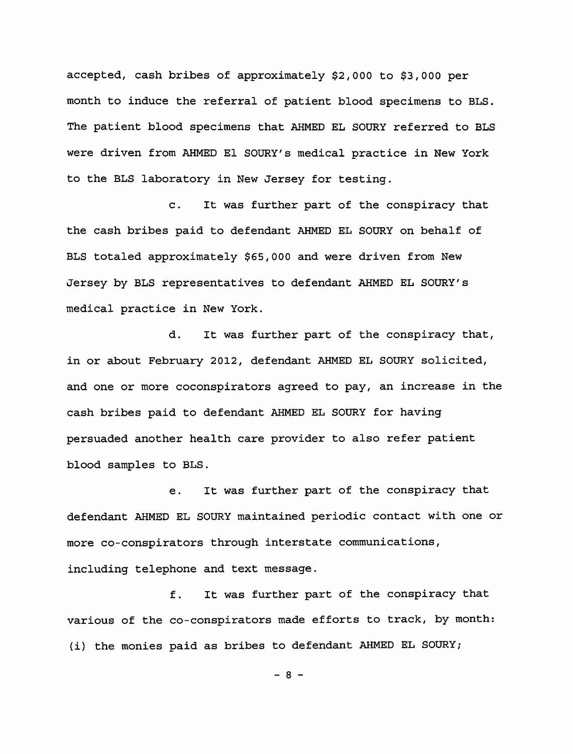accepted, cash bribes of approximately $2,000 to $3,000 per month to induce the referral of patient blood specimens to BLS. The patient blood specimens that AHMED EL SOURY referred to BLS were driven from AHMED El SOURY's medical practice in New York to the BLS laboratory in New Jersey for testing.

c. It was further part of the conspiracy that the cash bribes paid to defendant AHMED EL SOURY on behalf of BLS totaled approximately $65,000 and were driven from New Jersey by BLS representatives to defendant AHMED EL SOURY's medical practice in New York.

d. It was further part of the conspiracy that, in or about February 2012, defendant AHMED EL SOURY solicited, and one or more coconspirators agreed to pay, an increase in the cash bribes paid to defendant AHMED EL SOURY for having persuaded another health care provider to also refer patient blood samples to BLS.

e. It was further part of the conspiracy that defendant AHMED EL SOURY maintained periodic contact with one or more co-conspirators through interstate communications, including telephone and text message.

f. It was further part of the conspiracy that various of the co-conspirators made efforts to track, by month: (i) the monies paid as bribes to defendant AHMED EL SOURY;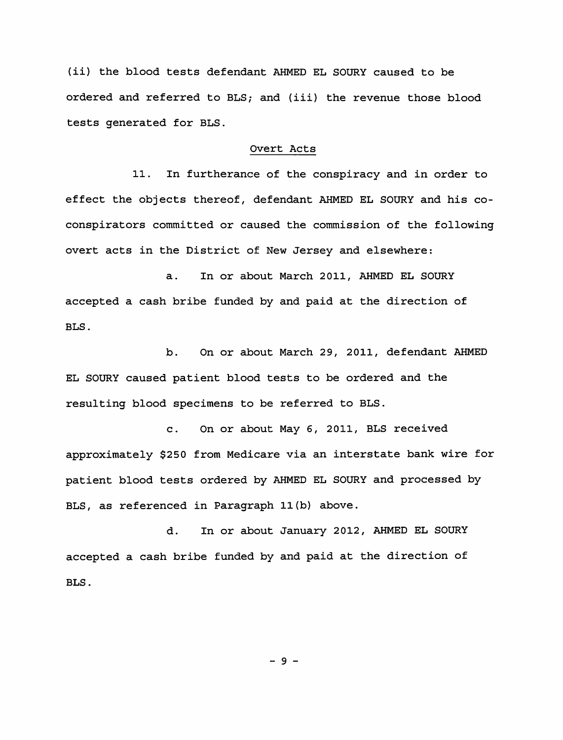(ii) the blood tests defendant AHMED EL SOURY caused to be ordered and referred to BLS; and (iii) the revenue those blood tests generated for BLS.

## Overt Acts

11. In furtherance of the conspiracy and in order to effect the objects thereof, defendant AHMED EL SOURY and his co-conspirators committed or caused the commission of the following overt acts in the District of New Jersey and elsewhere:

a. In or about March 2011, AHMED EL SOURY accepted a cash bribe funded by and paid at the direction of BLS.

b. On or about March 29, 2011, defendant AHMED EL SOURY caused patient blood tests to be ordered and the resulting blood specimens to be referred to BLS.

c. On or about May 6, 2011, BLS received approximately $250 from Medicare via an interstate bank wire for patient blood tests ordered by AHMED EL SOURY and processed by BLS, as referenced in Paragraph 11(b) above.

d. In or about January 2012, AHMED EL SOURY accepted a cash bribe funded by and paid at the direction of BLS.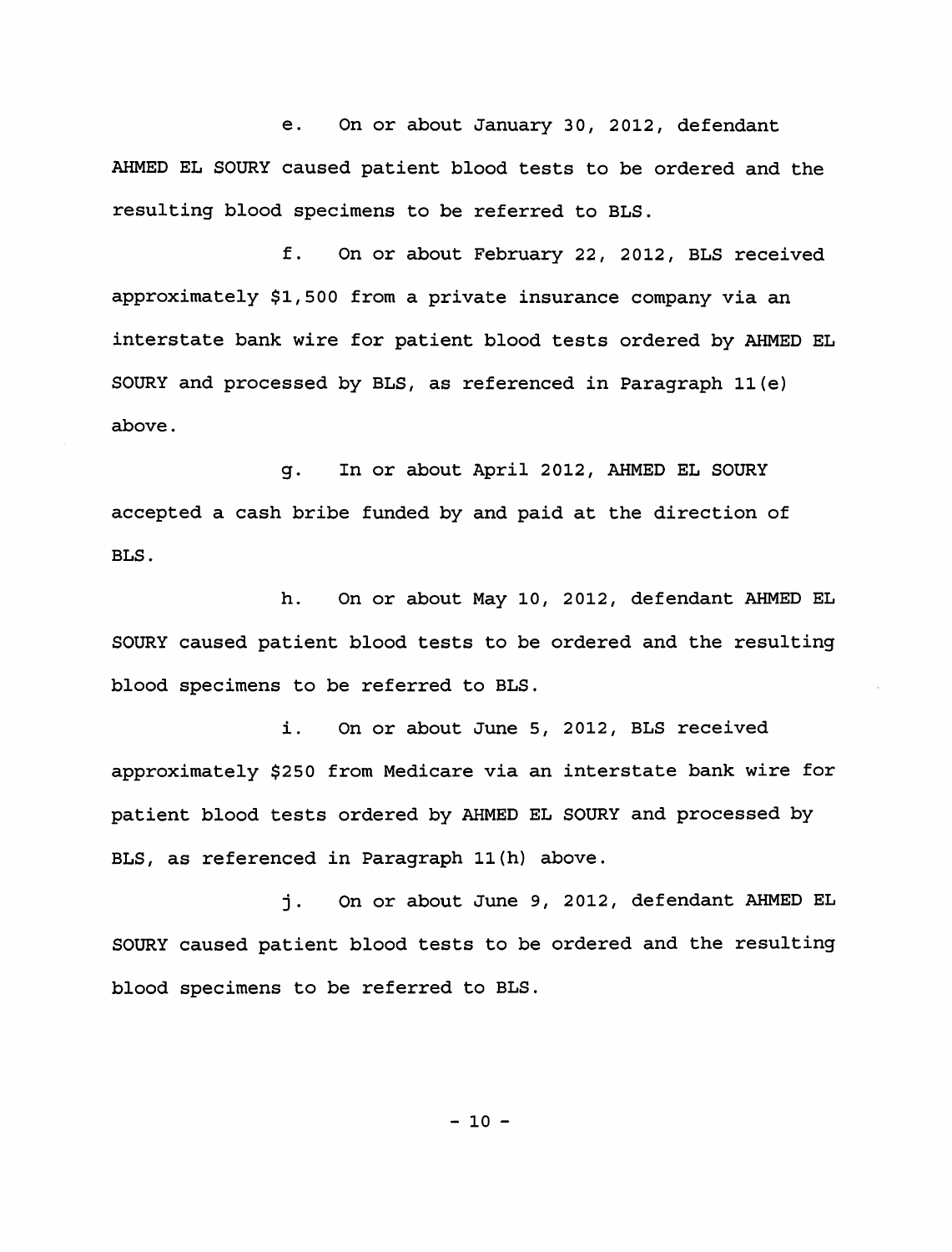e. On or about January 30, 2012, defendant AHMED EL SOURY caused patient blood tests to be ordered and the resulting blood specimens to be referred to BLS.

f. On or about February 22, 2012, BLS received approximately $1,500 from a private insurance company via an interstate bank wire for patient blood tests ordered by AHMED EL SOURY and processed by BLS, as referenced in Paragraph 11(e) above.

g. In or about April 2012, AHMED EL SOURY accepted a cash bribe funded by and paid at the direction of BLS.

h. On or about May 10, 2012, defendant AHMED EL SOURY caused patient blood tests to be ordered and the resulting blood specimens to be referred to BLS.

i. On or about June 5, 2012, BLS received approximately $250 from Medicare via an interstate bank wire for patient blood tests ordered by AHMED EL SOURY and processed by BLS, as referenced in Paragraph 11(h) above.

j. On or about June 9, 2012, defendant AHMED EL SOURY caused patient blood tests to be ordered and the resulting blood specimens to be referred to BLS.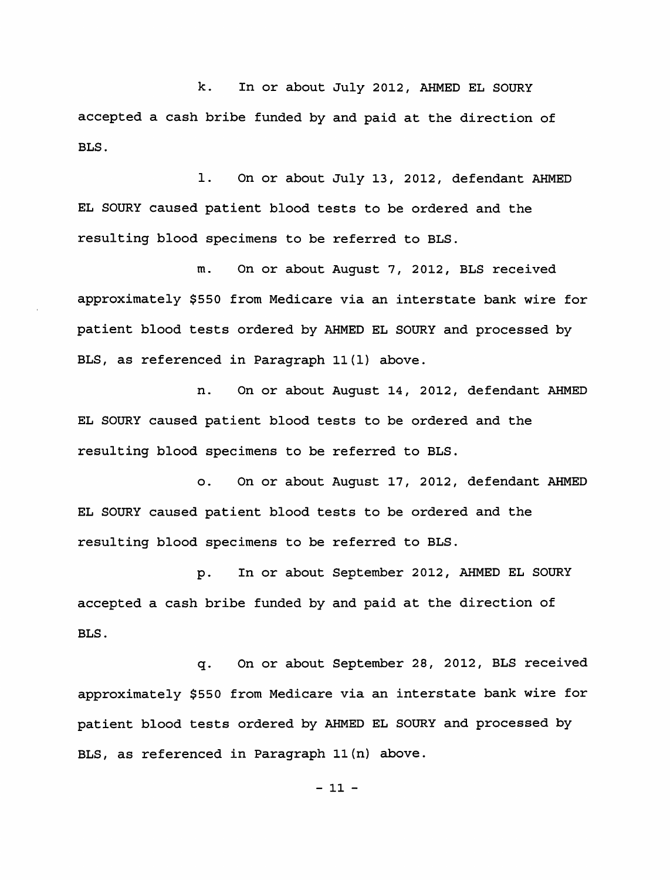k. In or about July 2012, AHMED EL SOURY accepted a cash bribe funded by and paid at the direction of BLS.

l. On or about July 13, 2012, defendant AHMED EL SOURY caused patient blood tests to be ordered and the resulting blood specimens to be referred to BLS.

m. On or about August 7, 2012, BLS received approximately $550 from Medicare via an interstate bank wire for patient blood tests ordered by AHMED EL SOURY and processed by BLS, as referenced in Paragraph 11(l) above.

n. On or about August 14, 2012, defendant AHMED EL SOURY caused patient blood tests to be ordered and the resulting blood specimens to be referred to BLS.

o. On or about August 17, 2012, defendant AHMED EL SOURY caused patient blood tests to be ordered and the resulting blood specimens to be referred to BLS.

p. In or about September 2012, AHMED EL SOURY accepted a cash bribe funded by and paid at the direction of BLS.

q. On or about September 28, 2012, BLS received approximately $550 from Medicare via an interstate bank wire for patient blood tests ordered by AHMED EL SOURY and processed by BLS, as referenced in Paragraph 11(n) above.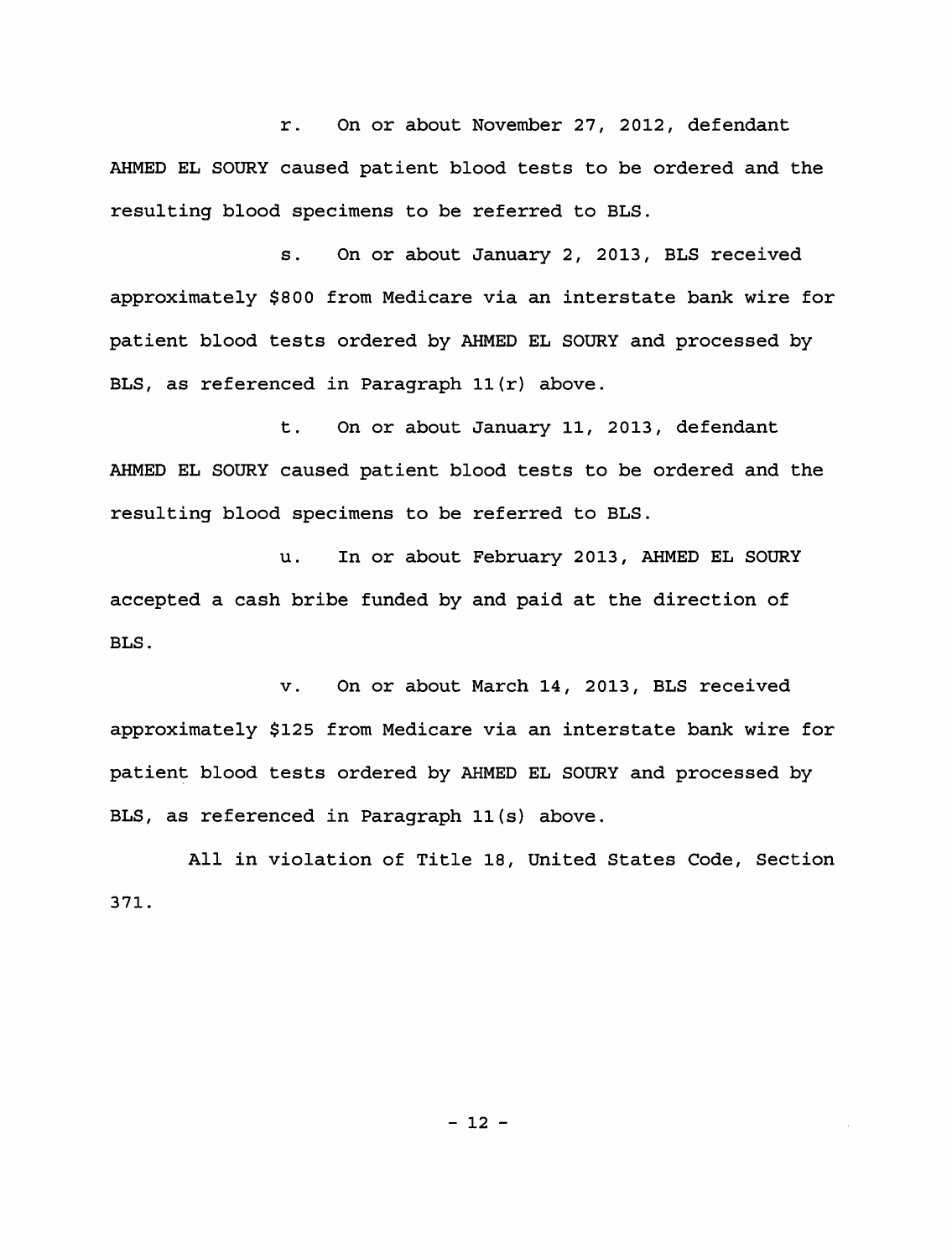r. On or about November 27, 2012, defendant AHMED EL SOURY caused patient blood tests to be ordered and the resulting blood specimens to be referred to BLS.

s. On or about January 2, 2013, BLS received approximately $800 from Medicare via an interstate bank wire for patient blood tests ordered by AHMED EL SOURY and processed by BLS, as referenced in Paragraph 11(r) above.

t. On or about January 11, 2013, defendant AHMED EL SOURY caused patient blood tests to be ordered and the resulting blood specimens to be referred to BLS.

u. In or about February 2013, AHMED EL SOURY accepted a cash bribe funded by and paid at the direction of BLS.

v. On or about March 14, 2013, BLS received approximately $125 from Medicare via an interstate bank wire for patient blood tests ordered by AHMED EL SOURY and processed by BLS, as referenced in Paragraph 11(s) above.

All in violation of Title 18, United States Code, Section 371.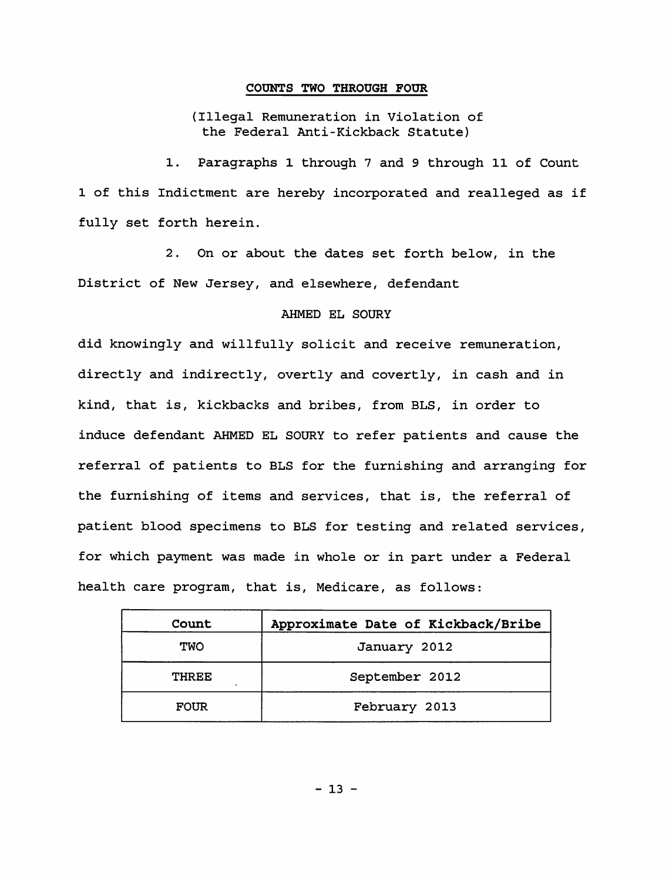**COUNTS TWO THROUGH FOUR**

(Illegal Remuneration in Violation of the Federal Anti-Kickback Statute)

1. Paragraphs 1 through 7 and 9 through 11 of Count 1 of this Indictment are hereby incorporated and realleged as if fully set forth herein.

2. On or about the dates set forth below, in the District of New Jersey, and elsewhere, defendant

AHMED EL SOURY

did knowingly and willfully solicit and receive remuneration, directly and indirectly, overtly and covertly, in cash and in kind, that is, kickbacks and bribes, from BLS, in order to induce defendant AHMED EL SOURY to refer patients and cause the referral of patients to BLS for the furnishing and arranging for the furnishing of items and services, that is, the referral of patient blood specimens to BLS for testing and related services, for which payment was made in whole or in part under a Federal health care program, that is, Medicare, as follows:

| Count | Approximate Date of Kickback/Bribe |
|---|---|
| TWO | January 2012 |
| THREE | September 2012 |
| FOUR | February 2013 |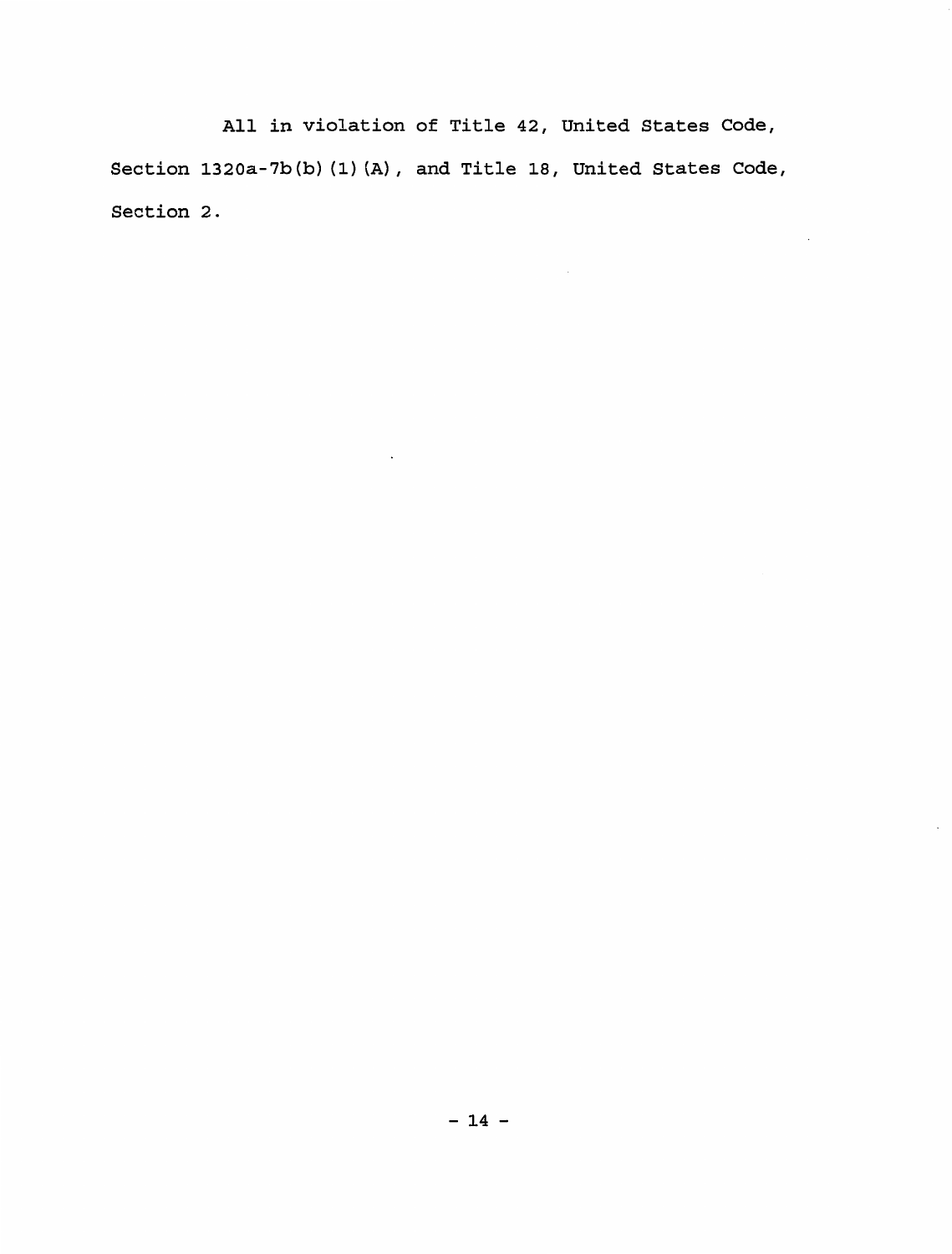All in violation of Title 42, United States Code, Section 1320a-7b(b)(1)(A), and Title 18, United States Code, Section 2.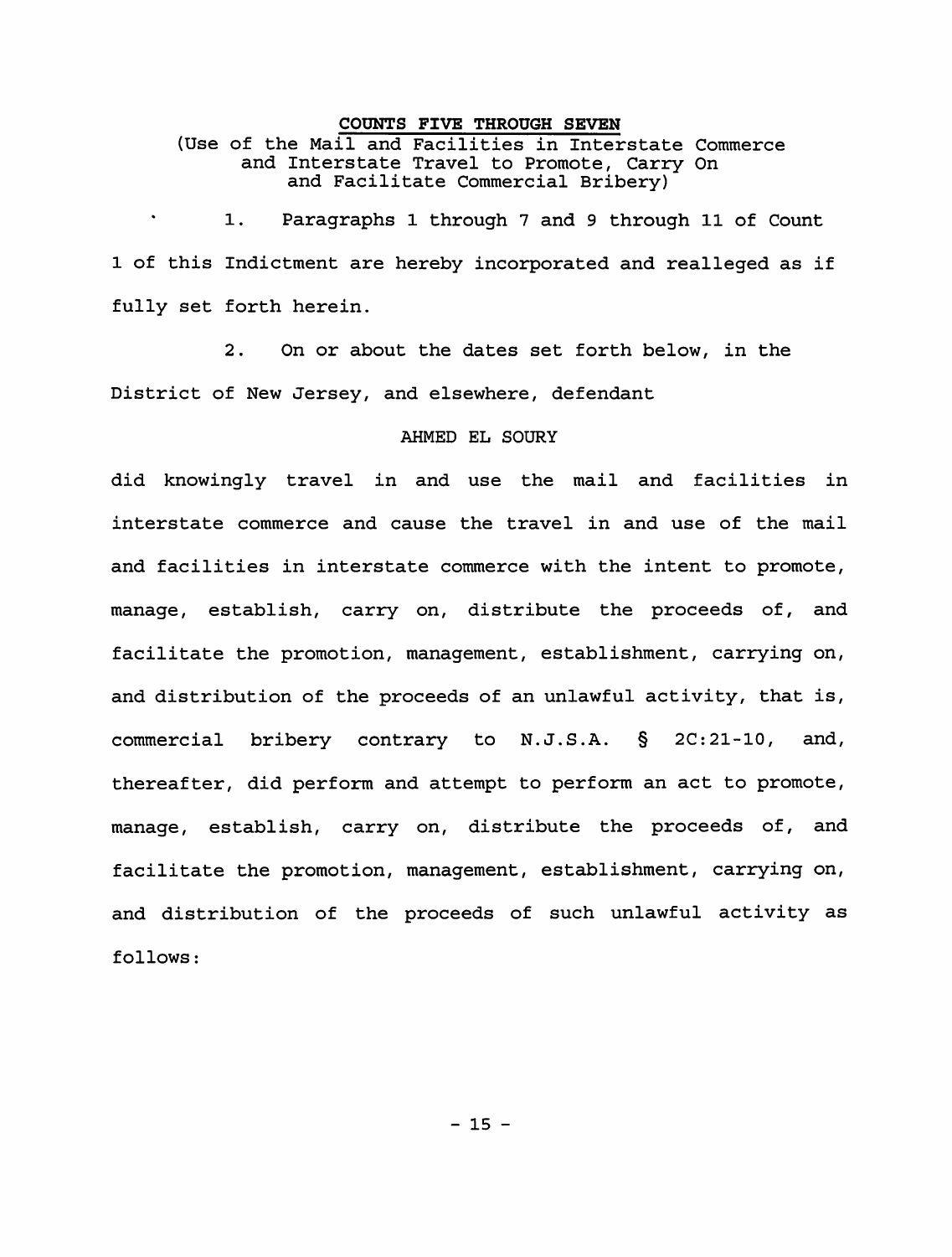**COUNTS FIVE THROUGH SEVEN**

(Use of the Mail and Facilities in Interstate Commerce and Interstate Travel to Promote, Carry On and Facilitate Commercial Bribery)

1. Paragraphs 1 through 7 and 9 through 11 of Count 1 of this Indictment are hereby incorporated and realleged as if fully set forth herein.

2. On or about the dates set forth below, in the District of New Jersey, and elsewhere, defendant

AHMED EL SOURY

did knowingly travel in and use the mail and facilities in interstate commerce and cause the travel in and use of the mail and facilities in interstate commerce with the intent to promote, manage, establish, carry on, distribute the proceeds of, and facilitate the promotion, management, establishment, carrying on, and distribution of the proceeds of an unlawful activity, that is, commercial bribery contrary to N.J.S.A. § 2C:21-10, and, thereafter, did perform and attempt to perform an act to promote, manage, establish, carry on, distribute the proceeds of, and facilitate the promotion, management, establishment, carrying on, and distribution of the proceeds of such unlawful activity as follows: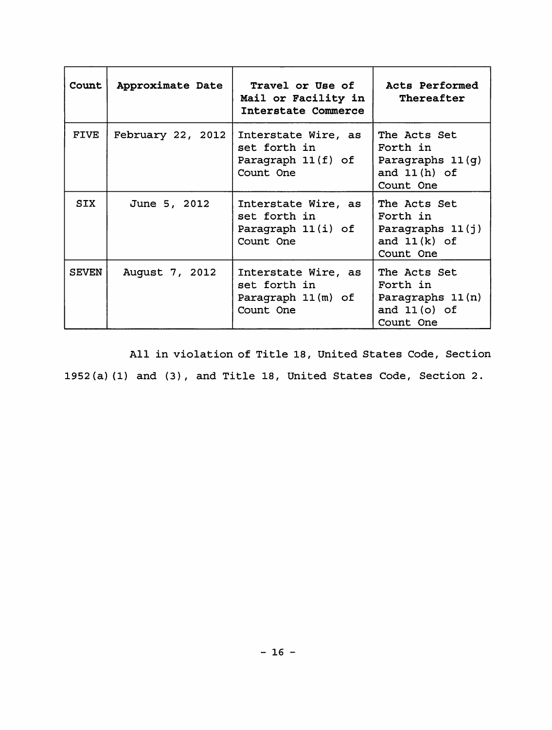| Count | Approximate Date | Travel or Use of Mail or Facility in Interstate Commerce | Acts Performed Thereafter |
|---|---|---|---|
| FIVE | February 22, 2012 | Interstate Wire, as set forth in Paragraph 11(f) of Count One | The Acts Set Forth in Paragraphs 11(g) and 11(h) of Count One |
| SIX | June 5, 2012 | Interstate Wire, as set forth in Paragraph 11(i) of Count One | The Acts Set Forth in Paragraphs 11(j) and 11(k) of Count One |
| SEVEN | August 7, 2012 | Interstate Wire, as set forth in Paragraph 11(m) of Count One | The Acts Set Forth in Paragraphs 11(n) and 11(o) of Count One |

All in violation of Title 18, United States Code, Section 1952(a)(1) and (3), and Title 18, United States Code, Section 2.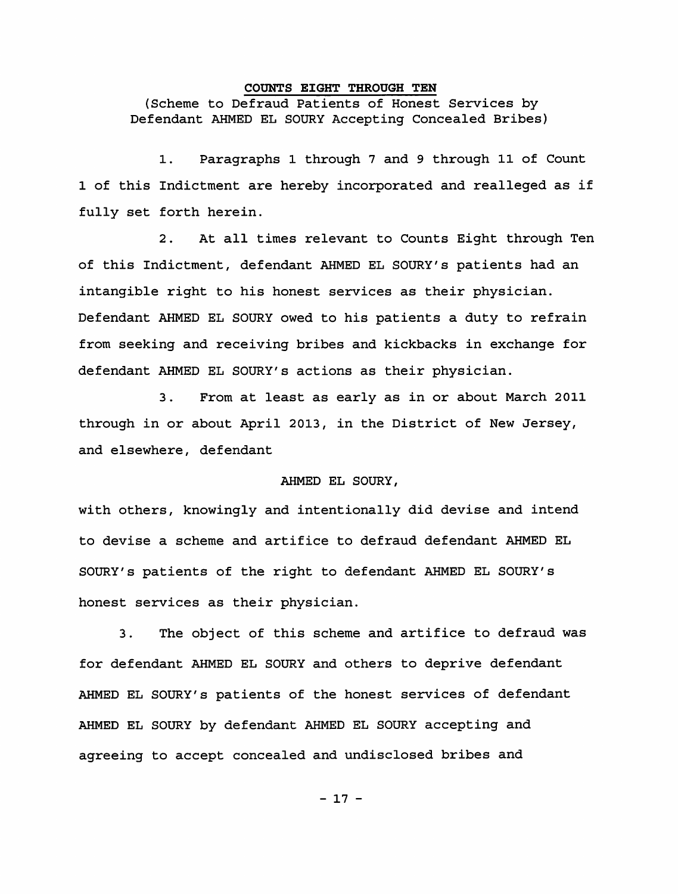**COUNTS EIGHT THROUGH TEN**

(Scheme to Defraud Patients of Honest Services by Defendant AHMED EL SOURY Accepting Concealed Bribes)

1. Paragraphs 1 through 7 and 9 through 11 of Count 1 of this Indictment are hereby incorporated and realleged as if fully set forth herein.

2. At all times relevant to Counts Eight through Ten of this Indictment, defendant AHMED EL SOURY's patients had an intangible right to his honest services as their physician. Defendant AHMED EL SOURY owed to his patients a duty to refrain from seeking and receiving bribes and kickbacks in exchange for defendant AHMED EL SOURY's actions as their physician.

3. From at least as early as in or about March 2011 through in or about April 2013, in the District of New Jersey, and elsewhere, defendant

AHMED EL SOURY,

with others, knowingly and intentionally did devise and intend to devise a scheme and artifice to defraud defendant AHMED EL SOURY's patients of the right to defendant AHMED EL SOURY's honest services as their physician.

3. The object of this scheme and artifice to defraud was for defendant AHMED EL SOURY and others to deprive defendant AHMED EL SOURY's patients of the honest services of defendant AHMED EL SOURY by defendant AHMED EL SOURY accepting and agreeing to accept concealed and undisclosed bribes and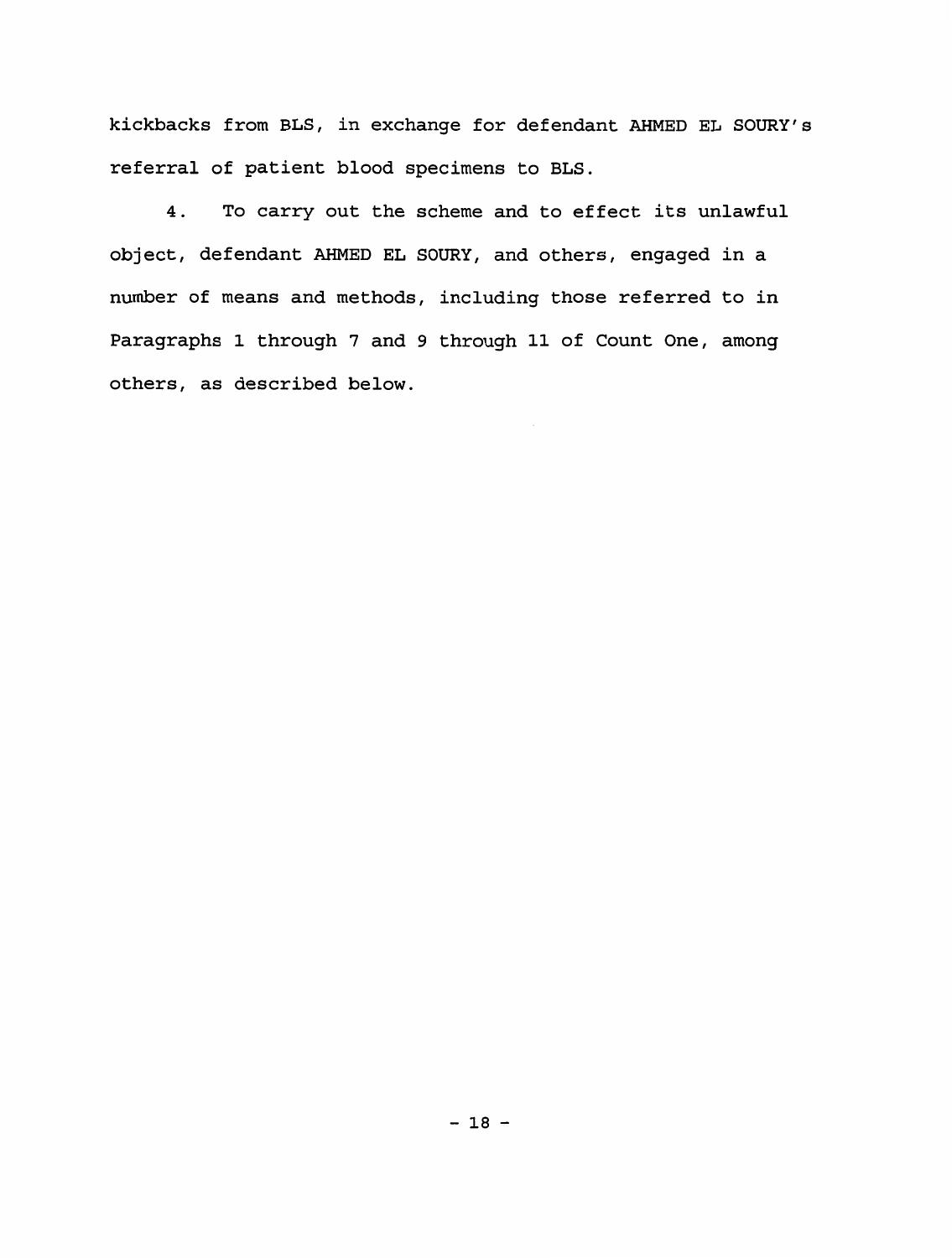kickbacks from BLS, in exchange for defendant AHMED EL SOURY's referral of patient blood specimens to BLS.

4. To carry out the scheme and to effect its unlawful object, defendant AHMED EL SOURY, and others, engaged in a number of means and methods, including those referred to in Paragraphs 1 through 7 and 9 through 11 of Count One, among others, as described below.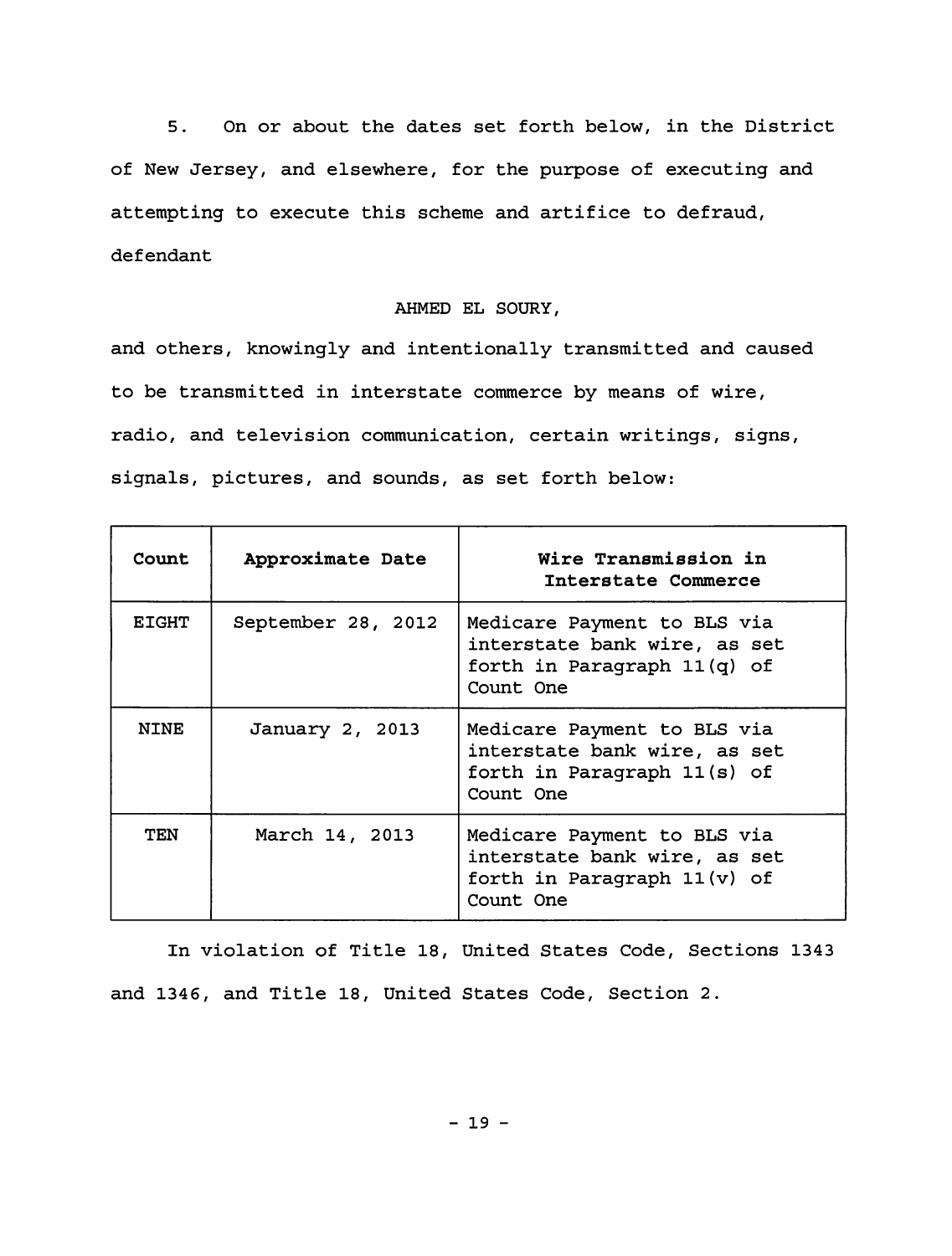5. On or about the dates set forth below, in the District of New Jersey, and elsewhere, for the purpose of executing and attempting to execute this scheme and artifice to defraud, defendant

AHMED EL SOURY,

and others, knowingly and intentionally transmitted and caused to be transmitted in interstate commerce by means of wire, radio, and television communication, certain writings, signs, signals, pictures, and sounds, as set forth below:

| Count | Approximate Date | Wire Transmission in Interstate Commerce |
|---|---|---|
| EIGHT | September 28, 2012 | Medicare Payment to BLS via interstate bank wire, as set forth in Paragraph 11(q) of Count One |
| NINE | January 2, 2013 | Medicare Payment to BLS via interstate bank wire, as set forth in Paragraph 11(s) of Count One |
| TEN | March 14, 2013 | Medicare Payment to BLS via interstate bank wire, as set forth in Paragraph 11(v) of Count One |

In violation of Title 18, United States Code, Sections 1343 and 1346, and Title 18, United States Code, Section 2.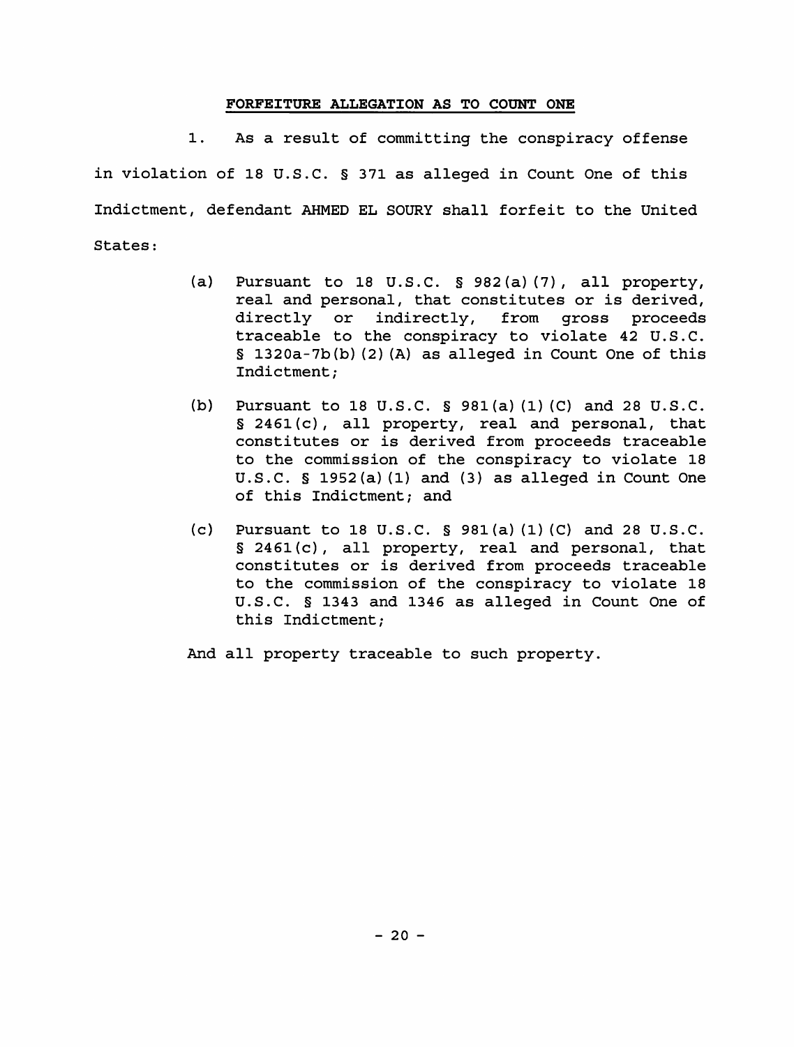**FORFEITURE ALLEGATION AS TO COUNT ONE**

1. As a result of committing the conspiracy offense in violation of 18 U.S.C. § 371 as alleged in Count One of this Indictment, defendant AHMED EL SOURY shall forfeit to the United States:

(a) Pursuant to 18 U.S.C. § 982(a)(7), all property, real and personal, that constitutes or is derived, directly or indirectly, from gross proceeds traceable to the conspiracy to violate 42 U.S.C. § 1320a-7b(b)(2)(A) as alleged in Count One of this Indictment;

(b) Pursuant to 18 U.S.C. § 981(a)(1)(C) and 28 U.S.C. § 2461(c), all property, real and personal, that constitutes or is derived from proceeds traceable to the commission of the conspiracy to violate 18 U.S.C. § 1952(a)(1) and (3) as alleged in Count One of this Indictment; and

(c) Pursuant to 18 U.S.C. § 981(a)(1)(C) and 28 U.S.C. § 2461(c), all property, real and personal, that constitutes or is derived from proceeds traceable to the commission of the conspiracy to violate 18 U.S.C. § 1343 and 1346 as alleged in Count One of this Indictment;

And all property traceable to such property.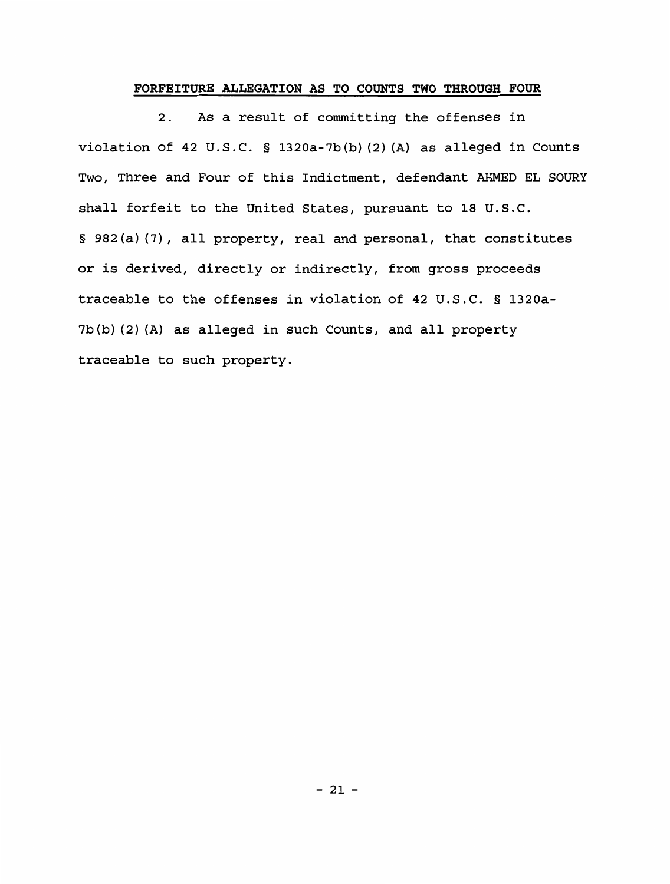**FORFEITURE ALLEGATION AS TO COUNTS TWO THROUGH FOUR**

2. As a result of committing the offenses in violation of 42 U.S.C. § 1320a-7b(b)(2)(A) as alleged in Counts Two, Three and Four of this Indictment, defendant AHMED EL SOURY shall forfeit to the United States, pursuant to 18 U.S.C. § 982(a)(7), all property, real and personal, that constitutes or is derived, directly or indirectly, from gross proceeds traceable to the offenses in violation of 42 U.S.C. § 1320a-7b(b)(2)(A) as alleged in such Counts, and all property traceable to such property.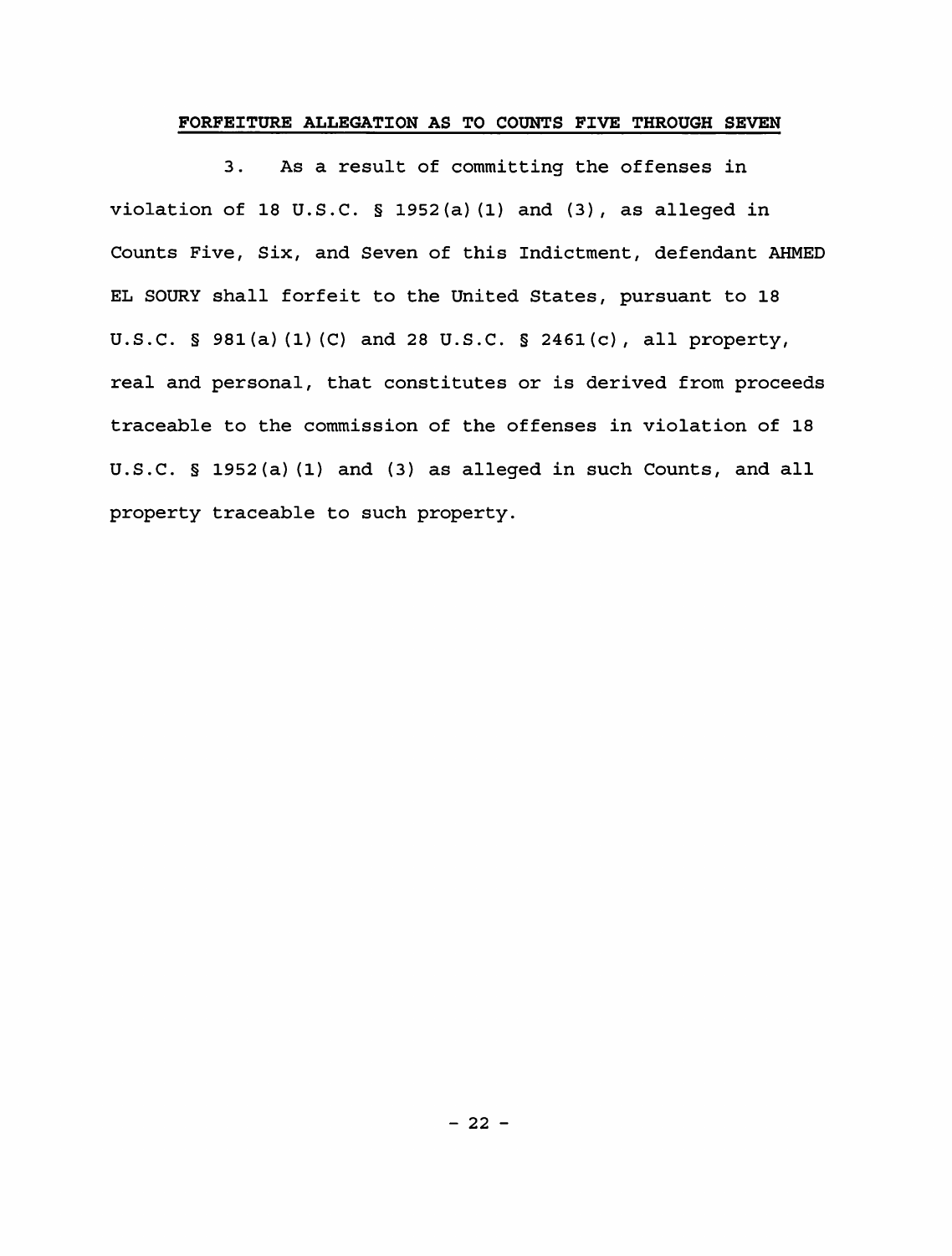## FORFEITURE ALLEGATION AS TO COUNTS FIVE THROUGH SEVEN

3. As a result of committing the offenses in violation of 18 U.S.C. § 1952(a)(1) and (3), as alleged in Counts Five, Six, and Seven of this Indictment, defendant AHMED EL SOURY shall forfeit to the United States, pursuant to 18 U.S.C. § 981(a)(1)(C) and 28 U.S.C. § 2461(c), all property, real and personal, that constitutes or is derived from proceeds traceable to the commission of the offenses in violation of 18 U.S.C. § 1952(a)(1) and (3) as alleged in such Counts, and all property traceable to such property.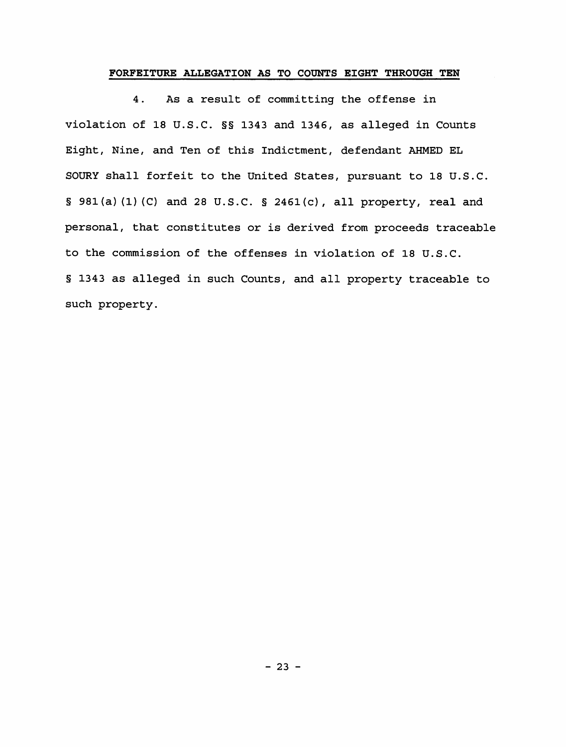**FORFEITURE ALLEGATION AS TO COUNTS EIGHT THROUGH TEN**

4. As a result of committing the offense in violation of 18 U.S.C. §§ 1343 and 1346, as alleged in Counts Eight, Nine, and Ten of this Indictment, defendant AHMED EL SOURY shall forfeit to the United States, pursuant to 18 U.S.C. § 981(a)(1)(C) and 28 U.S.C. § 2461(c), all property, real and personal, that constitutes or is derived from proceeds traceable to the commission of the offenses in violation of 18 U.S.C. § 1343 as alleged in such Counts, and all property traceable to such property.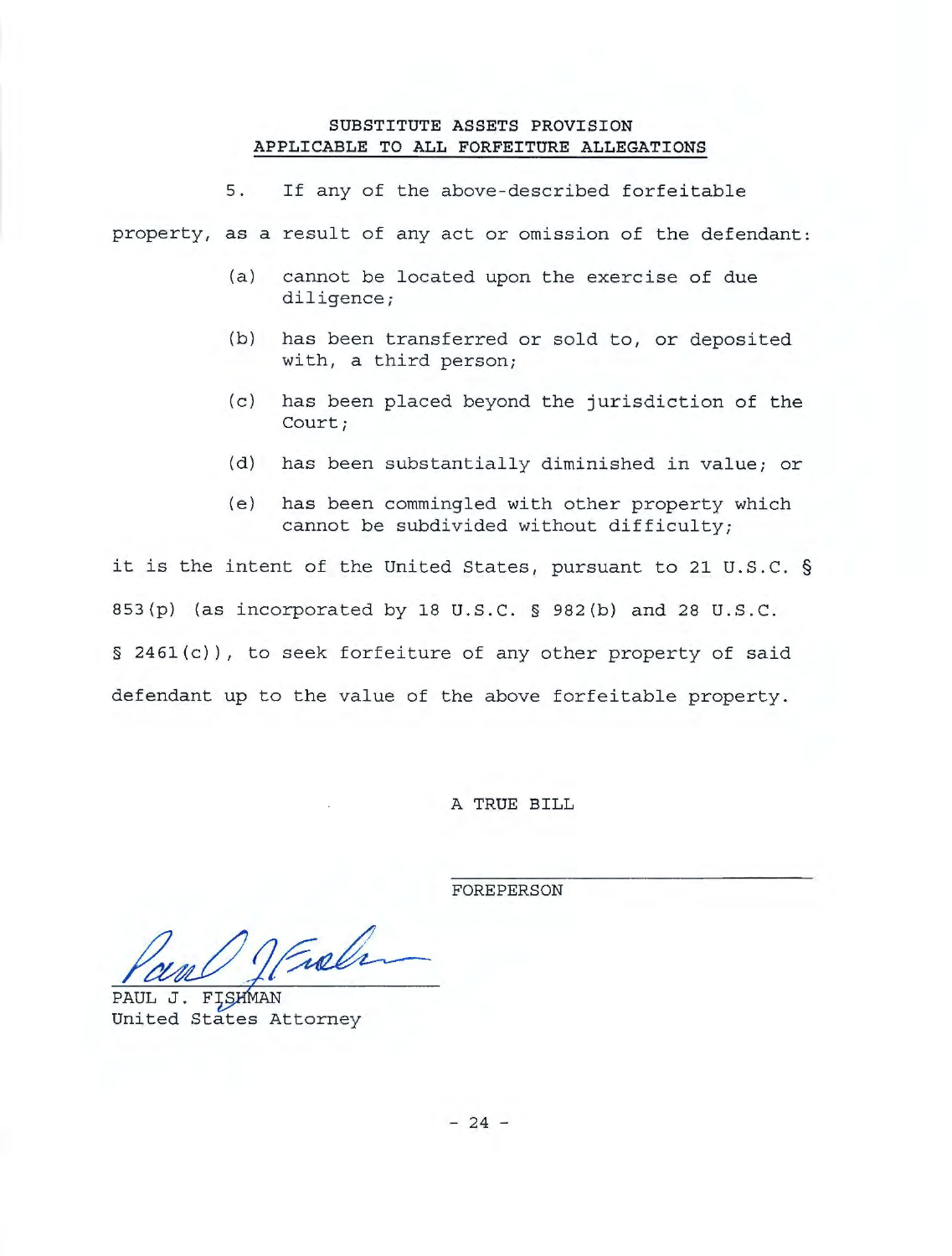## SUBSTITUTE ASSETS PROVISION
## APPLICABLE TO ALL FORFEITURE ALLEGATIONS

5. If any of the above-described forfeitable property, as a result of any act or omission of the defendant:

(a) cannot be located upon the exercise of due diligence;

(b) has been transferred or sold to, or deposited with, a third person;

(c) has been placed beyond the jurisdiction of the Court;

(d) has been substantially diminished in value; or

(e) has been commingled with other property which cannot be subdivided without difficulty;

it is the intent of the United States, pursuant to 21 U.S.C. § 853(p) (as incorporated by 18 U.S.C. § 982(b) and 28 U.S.C. § 2461(c)), to seek forfeiture of any other property of said defendant up to the value of the above forfeitable property.

A TRUE BILL

\_\_\_\_\_\_\_\_\_\_\_\_\_\_\_\_\_\_\_\_\_\_\_\_\_\_\_\_\_\_
FOREPERSON

PAUL J. FISHMAN
United States Attorney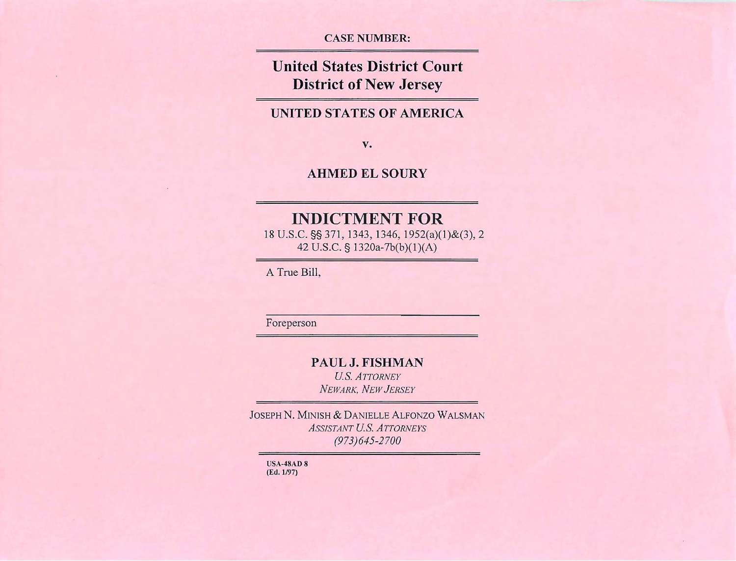CASE NUMBER:

## United States District Court
## District of New Jersey

**UNITED STATES OF AMERICA**

**v.**

**AHMED EL SOURY**

# INDICTMENT FOR

18 U.S.C. §§ 371, 1343, 1346, 1952(a)(1)&(3), 2
42 U.S.C. § 1320a-7b(b)(1)(A)

A True Bill,

\_\_\_\_\_\_\_\_\_\_\_\_\_\_\_\_\_\_\_\_\_\_\_\_\_\_\_\_\_\_\_\_

Foreperson

**PAUL J. FISHMAN**
*U.S. ATTORNEY*
*NEWARK, NEW JERSEY*

JOSEPH N. MINISH & DANIELLE ALFONZO WALSMAN
*ASSISTANT U.S. ATTORNEYS*
*(973)645-2700*

**USA-48AD 8**
**(Ed. 1/97)**